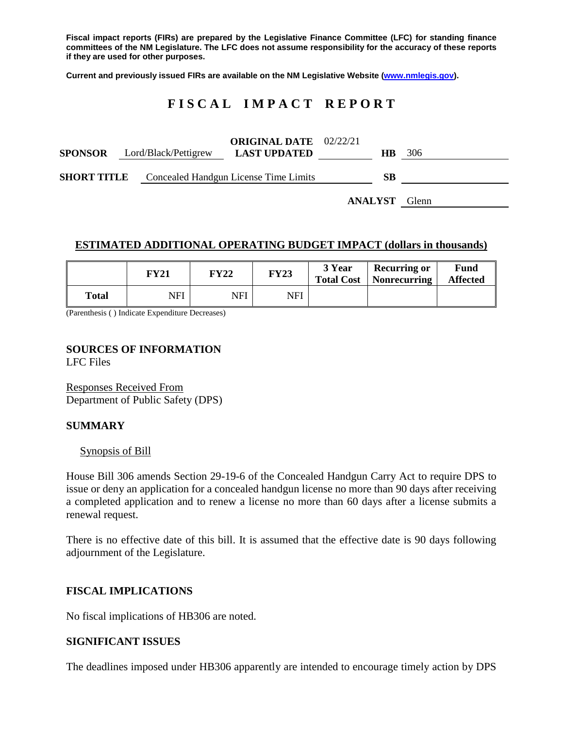**Fiscal impact reports (FIRs) are prepared by the Legislative Finance Committee (LFC) for standing finance committees of the NM Legislature. The LFC does not assume responsibility for the accuracy of these reports if they are used for other purposes.**

**Current and previously issued FIRs are available on the NM Legislative Website ([www.nmlegis.gov](www.nmlegis.gov)).**

# F I S C A L   I M P A C T   R E P O R T

| | | | | | |
|---|---|---|---|---|---|
| **SPONSOR** | Lord/Black/Pettigrew | **ORIGINAL DATE** / **LAST UPDATED** | 02/22/21 | **HB** | 306 |
| **SHORT TITLE** | Concealed Handgun License Time Limits | | | **SB** | |
| | | | | **ANALYST** | Glenn |

## ESTIMATED ADDITIONAL OPERATING BUDGET IMPACT (dollars in thousands)

| | FY21 | FY22 | FY23 | 3 Year Total Cost | Recurring or Nonrecurring | Fund Affected |
|---|---|---|---|---|---|---|
| **Total** | NFI | NFI | NFI | | | |

(Parenthesis ( ) Indicate Expenditure Decreases)

### SOURCES OF INFORMATION

LFC Files

Responses Received From
Department of Public Safety (DPS)

### SUMMARY

Synopsis of Bill

House Bill 306 amends Section 29-19-6 of the Concealed Handgun Carry Act to require DPS to issue or deny an application for a concealed handgun license no more than 90 days after receiving a completed application and to renew a license no more than 60 days after a license submits a renewal request.

There is no effective date of this bill. It is assumed that the effective date is 90 days following adjournment of the Legislature.

### FISCAL IMPLICATIONS

No fiscal implications of HB306 are noted.

### SIGNIFICANT ISSUES

The deadlines imposed under HB306 apparently are intended to encourage timely action by DPS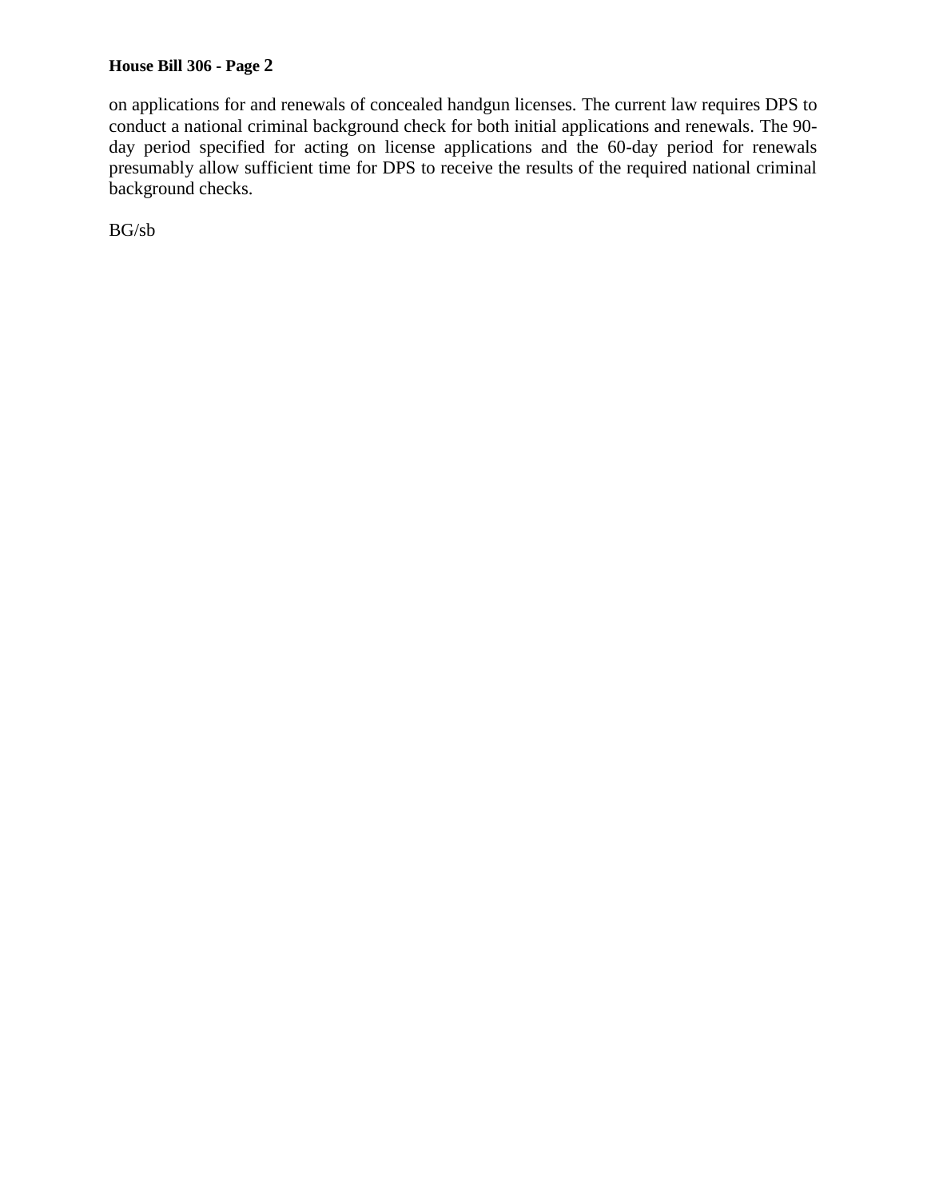on applications for and renewals of concealed handgun licenses. The current law requires DPS to conduct a national criminal background check for both initial applications and renewals. The 90-day period specified for acting on license applications and the 60-day period for renewals presumably allow sufficient time for DPS to receive the results of the required national criminal background checks.

BG/sb